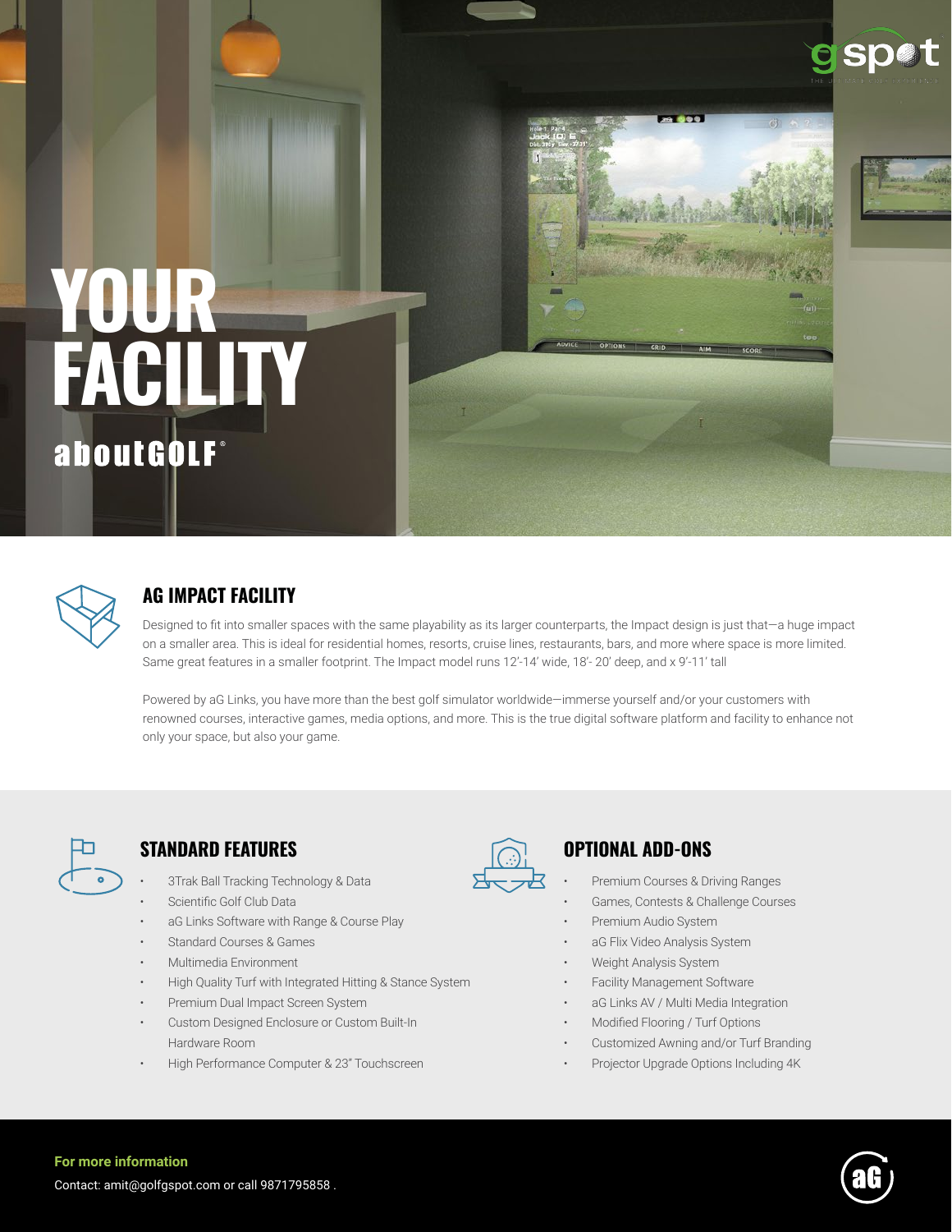# YOUR FACILITY

aboutGOLF®

## AG IMPACT FACILITY

Designed to fit into smaller spaces with the same playability as its larger counterparts, the Impact design is just that—a huge impact on a smaller area. This is ideal for residential homes, resorts, cruise lines, restaurants, bars, and more where space is more limited. Same great features in a smaller footprint. The Impact model runs 12'-14' wide, 18'- 20' deep, and x 9'-11' tall

Powered by aG Links, you have more than the best golf simulator worldwide—immerse yourself and/or your customers with renowned courses, interactive games, media options, and more. This is the true digital software platform and facility to enhance not only your space, but also your game.

## STANDARD FEATURES

- 3Trak Ball Tracking Technology & Data
- Scientific Golf Club Data
- aG Links Software with Range & Course Play
- Standard Courses & Games
- Multimedia Environment
- High Quality Turf with Integrated Hitting & Stance System
- Premium Dual Impact Screen System
- Custom Designed Enclosure or Custom Built-In Hardware Room
- High Performance Computer & 23" Touchscreen

## OPTIONAL ADD-ONS

- Premium Courses & Driving Ranges
- Games, Contests & Challenge Courses
- Premium Audio System
- aG Flix Video Analysis System
- Weight Analysis System
- Facility Management Software
- aG Links AV / Multi Media Integration
- Modified Flooring / Turf Options
- Customized Awning and/or Turf Branding
- Projector Upgrade Options Including 4K

**For more information**

Contact: amit@golfgspot.com or call 9871795858 .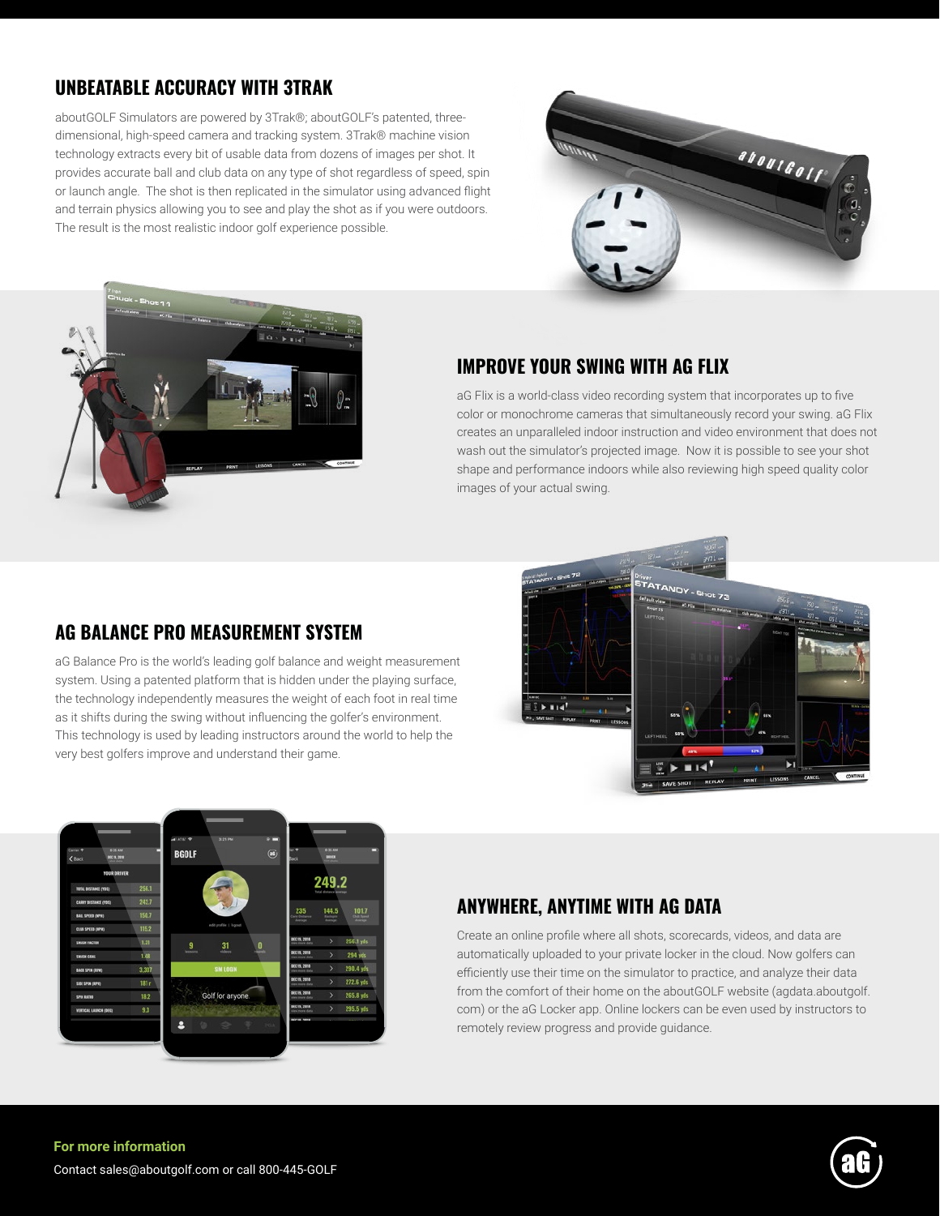## UNBEATABLE ACCURACY WITH 3TRAK

aboutGOLF Simulators are powered by 3Trak®; aboutGOLF's patented, three-dimensional, high-speed camera and tracking system. 3Trak® machine vision technology extracts every bit of usable data from dozens of images per shot. It provides accurate ball and club data on any type of shot regardless of speed, spin or launch angle. The shot is then replicated in the simulator using advanced flight and terrain physics allowing you to see and play the shot as if you were outdoors. The result is the most realistic indoor golf experience possible.

## IMPROVE YOUR SWING WITH AG FLIX

aG Flix is a world-class video recording system that incorporates up to five color or monochrome cameras that simultaneously record your swing. aG Flix creates an unparalleled indoor instruction and video environment that does not wash out the simulator's projected image. Now it is possible to see your shot shape and performance indoors while also reviewing high speed quality color images of your actual swing.

## AG BALANCE PRO MEASUREMENT SYSTEM

aG Balance Pro is the world's leading golf balance and weight measurement system. Using a patented platform that is hidden under the playing surface, the technology independently measures the weight of each foot in real time as it shifts during the swing without influencing the golfer's environment. This technology is used by leading instructors around the world to help the very best golfers improve and understand their game.

## ANYWHERE, ANYTIME WITH AG DATA

Create an online profile where all shots, scorecards, videos, and data are automatically uploaded to your private locker in the cloud. Now golfers can efficiently use their time on the simulator to practice, and analyze their data from the comfort of their home on the aboutGOLF website (agdata.aboutgolf.com) or the aG Locker app. Online lockers can be even used by instructors to remotely review progress and provide guidance.

**For more information**

Contact sales@aboutgolf.com or call 800-445-GOLF